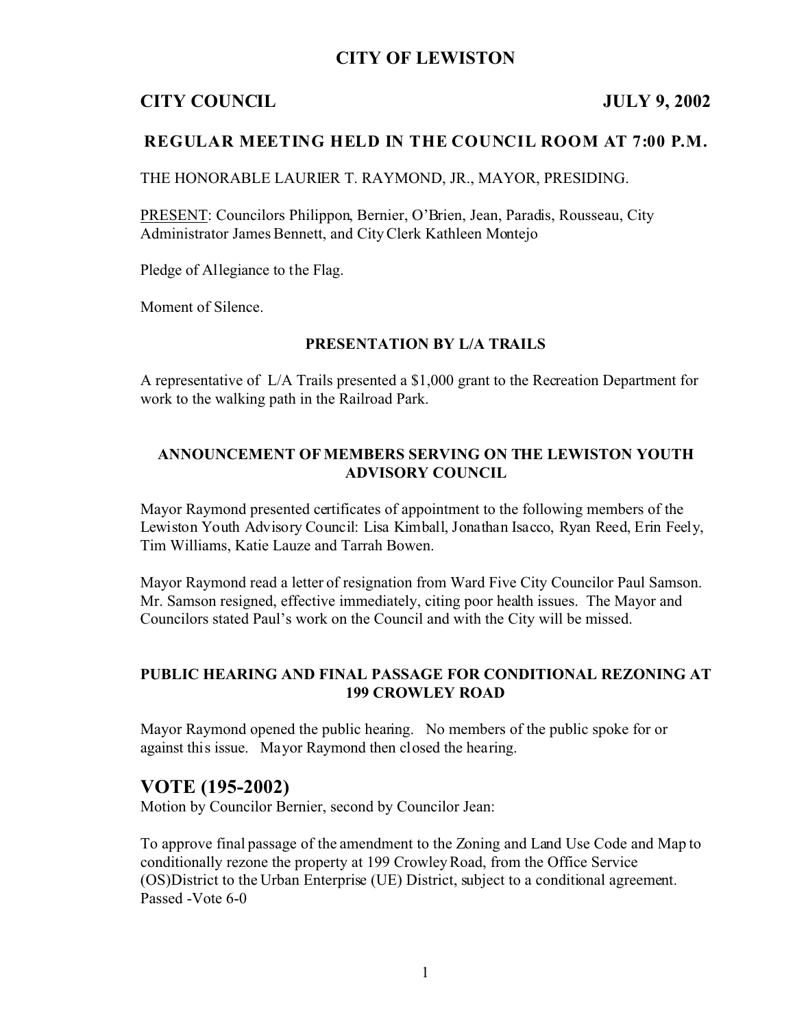# CITY OF LEWISTON

## CITY COUNCIL JULY 9, 2002

### REGULAR MEETING HELD IN THE COUNCIL ROOM AT 7:00 P.M.

THE HONORABLE LAURIER T. RAYMOND, JR., MAYOR, PRESIDING.

PRESENT: Councilors Philippon, Bernier, O'Brien, Jean, Paradis, Rousseau, City Administrator James Bennett, and City Clerk Kathleen Montejo

Pledge of Allegiance to the Flag.

Moment of Silence.

**PRESENTATION BY L/A TRAILS**

A representative of L/A Trails presented a $1,000 grant to the Recreation Department for work to the walking path in the Railroad Park.

**ANNOUNCEMENT OF MEMBERS SERVING ON THE LEWISTON YOUTH ADVISORY COUNCIL**

Mayor Raymond presented certificates of appointment to the following members of the Lewiston Youth Advisory Council: Lisa Kimball, Jonathan Isacco, Ryan Reed, Erin Feely, Tim Williams, Katie Lauze and Tarrah Bowen.

Mayor Raymond read a letter of resignation from Ward Five City Councilor Paul Samson. Mr. Samson resigned, effective immediately, citing poor health issues. The Mayor and Councilors stated Paul's work on the Council and with the City will be missed.

**PUBLIC HEARING AND FINAL PASSAGE FOR CONDITIONAL REZONING AT 199 CROWLEY ROAD**

Mayor Raymond opened the public hearing. No members of the public spoke for or against this issue. Mayor Raymond then closed the hearing.

## VOTE (195-2002)

Motion by Councilor Bernier, second by Councilor Jean:

To approve final passage of the amendment to the Zoning and Land Use Code and Map to conditionally rezone the property at 199 Crowley Road, from the Office Service (OS)District to the Urban Enterprise (UE) District, subject to a conditional agreement.
Passed -Vote 6-0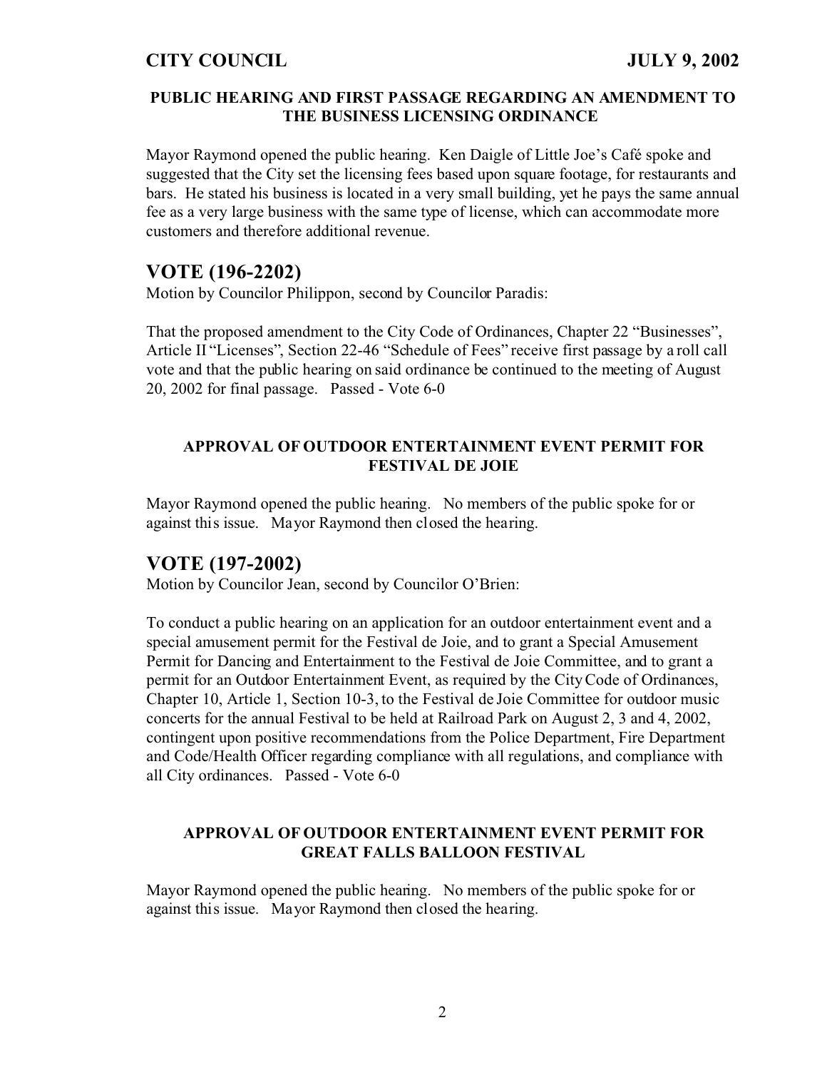#### PUBLIC HEARING AND FIRST PASSAGE REGARDING AN AMENDMENT TO THE BUSINESS LICENSING ORDINANCE

Mayor Raymond opened the public hearing. Ken Daigle of Little Joe's Café spoke and suggested that the City set the licensing fees based upon square footage, for restaurants and bars. He stated his business is located in a very small building, yet he pays the same annual fee as a very large business with the same type of license, which can accommodate more customers and therefore additional revenue.

## VOTE (196-2202)

Motion by Councilor Philippon, second by Councilor Paradis:

That the proposed amendment to the City Code of Ordinances, Chapter 22 "Businesses", Article II "Licenses", Section 22-46 "Schedule of Fees" receive first passage by a roll call vote and that the public hearing on said ordinance be continued to the meeting of August 20, 2002 for final passage. Passed - Vote 6-0

#### APPROVAL OF OUTDOOR ENTERTAINMENT EVENT PERMIT FOR FESTIVAL DE JOIE

Mayor Raymond opened the public hearing. No members of the public spoke for or against this issue. Mayor Raymond then closed the hearing.

## VOTE (197-2002)

Motion by Councilor Jean, second by Councilor O'Brien:

To conduct a public hearing on an application for an outdoor entertainment event and a special amusement permit for the Festival de Joie, and to grant a Special Amusement Permit for Dancing and Entertainment to the Festival de Joie Committee, and to grant a permit for an Outdoor Entertainment Event, as required by the City Code of Ordinances, Chapter 10, Article 1, Section 10-3, to the Festival de Joie Committee for outdoor music concerts for the annual Festival to be held at Railroad Park on August 2, 3 and 4, 2002, contingent upon positive recommendations from the Police Department, Fire Department and Code/Health Officer regarding compliance with all regulations, and compliance with all City ordinances. Passed - Vote 6-0

#### APPROVAL OF OUTDOOR ENTERTAINMENT EVENT PERMIT FOR GREAT FALLS BALLOON FESTIVAL

Mayor Raymond opened the public hearing. No members of the public spoke for or against this issue. Mayor Raymond then closed the hearing.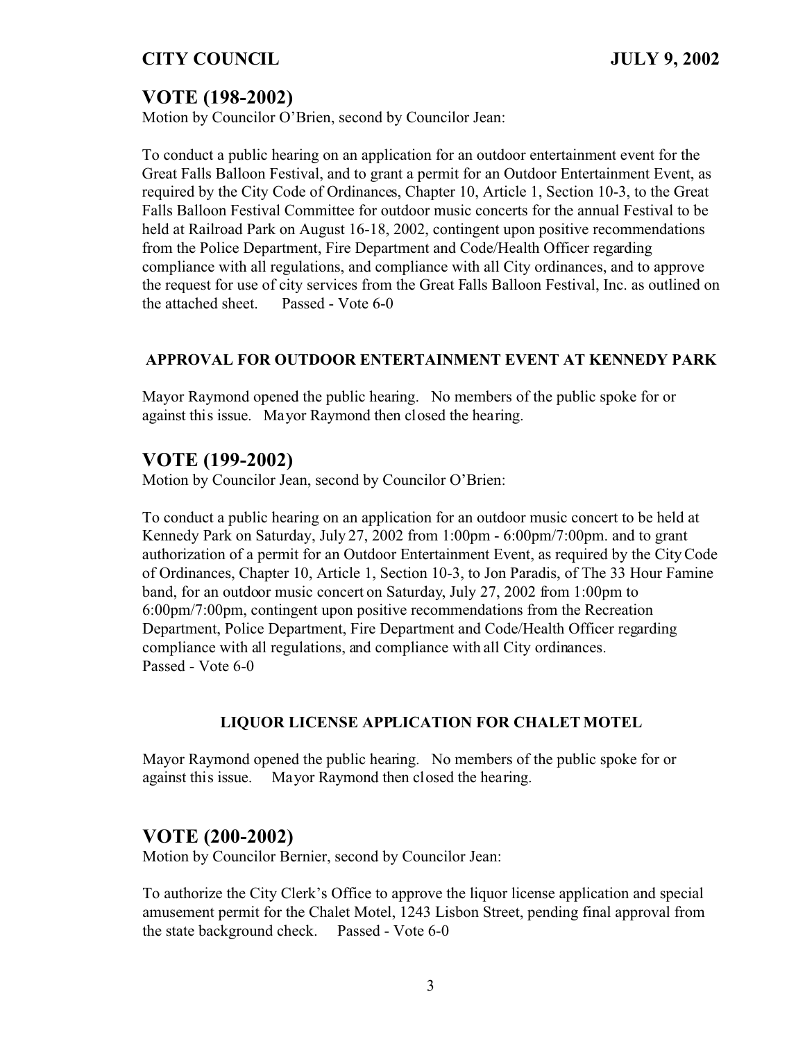## VOTE (198-2002)

Motion by Councilor O'Brien, second by Councilor Jean:

To conduct a public hearing on an application for an outdoor entertainment event for the Great Falls Balloon Festival, and to grant a permit for an Outdoor Entertainment Event, as required by the City Code of Ordinances, Chapter 10, Article 1, Section 10-3, to the Great Falls Balloon Festival Committee for outdoor music concerts for the annual Festival to be held at Railroad Park on August 16-18, 2002, contingent upon positive recommendations from the Police Department, Fire Department and Code/Health Officer regarding compliance with all regulations, and compliance with all City ordinances, and to approve the request for use of city services from the Great Falls Balloon Festival, Inc. as outlined on the attached sheet. Passed - Vote 6-0

### APPROVAL FOR OUTDOOR ENTERTAINMENT EVENT AT KENNEDY PARK

Mayor Raymond opened the public hearing. No members of the public spoke for or against this issue. Mayor Raymond then closed the hearing.

## VOTE (199-2002)

Motion by Councilor Jean, second by Councilor O'Brien:

To conduct a public hearing on an application for an outdoor music concert to be held at Kennedy Park on Saturday, July 27, 2002 from 1:00pm - 6:00pm/7:00pm. and to grant authorization of a permit for an Outdoor Entertainment Event, as required by the City Code of Ordinances, Chapter 10, Article 1, Section 10-3, to Jon Paradis, of The 33 Hour Famine band, for an outdoor music concert on Saturday, July 27, 2002 from 1:00pm to 6:00pm/7:00pm, contingent upon positive recommendations from the Recreation Department, Police Department, Fire Department and Code/Health Officer regarding compliance with all regulations, and compliance with all City ordinances.
Passed - Vote 6-0

### LIQUOR LICENSE APPLICATION FOR CHALET MOTEL

Mayor Raymond opened the public hearing. No members of the public spoke for or against this issue. Mayor Raymond then closed the hearing.

## VOTE (200-2002)

Motion by Councilor Bernier, second by Councilor Jean:

To authorize the City Clerk's Office to approve the liquor license application and special amusement permit for the Chalet Motel, 1243 Lisbon Street, pending final approval from the state background check. Passed - Vote 6-0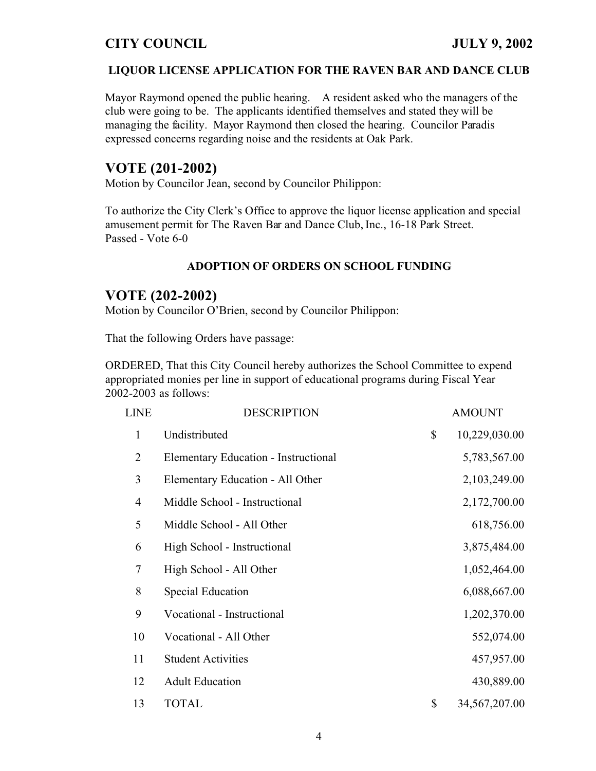**LIQUOR LICENSE APPLICATION FOR THE RAVEN BAR AND DANCE CLUB**

Mayor Raymond opened the public hearing. A resident asked who the managers of the club were going to be. The applicants identified themselves and stated they will be managing the facility. Mayor Raymond then closed the hearing. Councilor Paradis expressed concerns regarding noise and the residents at Oak Park.

## VOTE (201-2002)

Motion by Councilor Jean, second by Councilor Philippon:

To authorize the City Clerk's Office to approve the liquor license application and special amusement permit for The Raven Bar and Dance Club, Inc., 16-18 Park Street.
Passed - Vote 6-0

**ADOPTION OF ORDERS ON SCHOOL FUNDING**

## VOTE (202-2002)

Motion by Councilor O'Brien, second by Councilor Philippon:

That the following Orders have passage:

ORDERED, That this City Council hereby authorizes the School Committee to expend appropriated monies per line in support of educational programs during Fiscal Year 2002-2003 as follows:

| LINE | DESCRIPTION | AMOUNT |
|---|---|---|
| 1 | Undistributed | $ 10,229,030.00 |
| 2 | Elementary Education - Instructional | 5,783,567.00 |
| 3 | Elementary Education - All Other | 2,103,249.00 |
| 4 | Middle School - Instructional | 2,172,700.00 |
| 5 | Middle School - All Other | 618,756.00 |
| 6 | High School - Instructional | 3,875,484.00 |
| 7 | High School - All Other | 1,052,464.00 |
| 8 | Special Education | 6,088,667.00 |
| 9 | Vocational - Instructional | 1,202,370.00 |
| 10 | Vocational - All Other | 552,074.00 |
| 11 | Student Activities | 457,957.00 |
| 12 | Adult Education | 430,889.00 |
| 13 | TOTAL | $ 34,567,207.00 |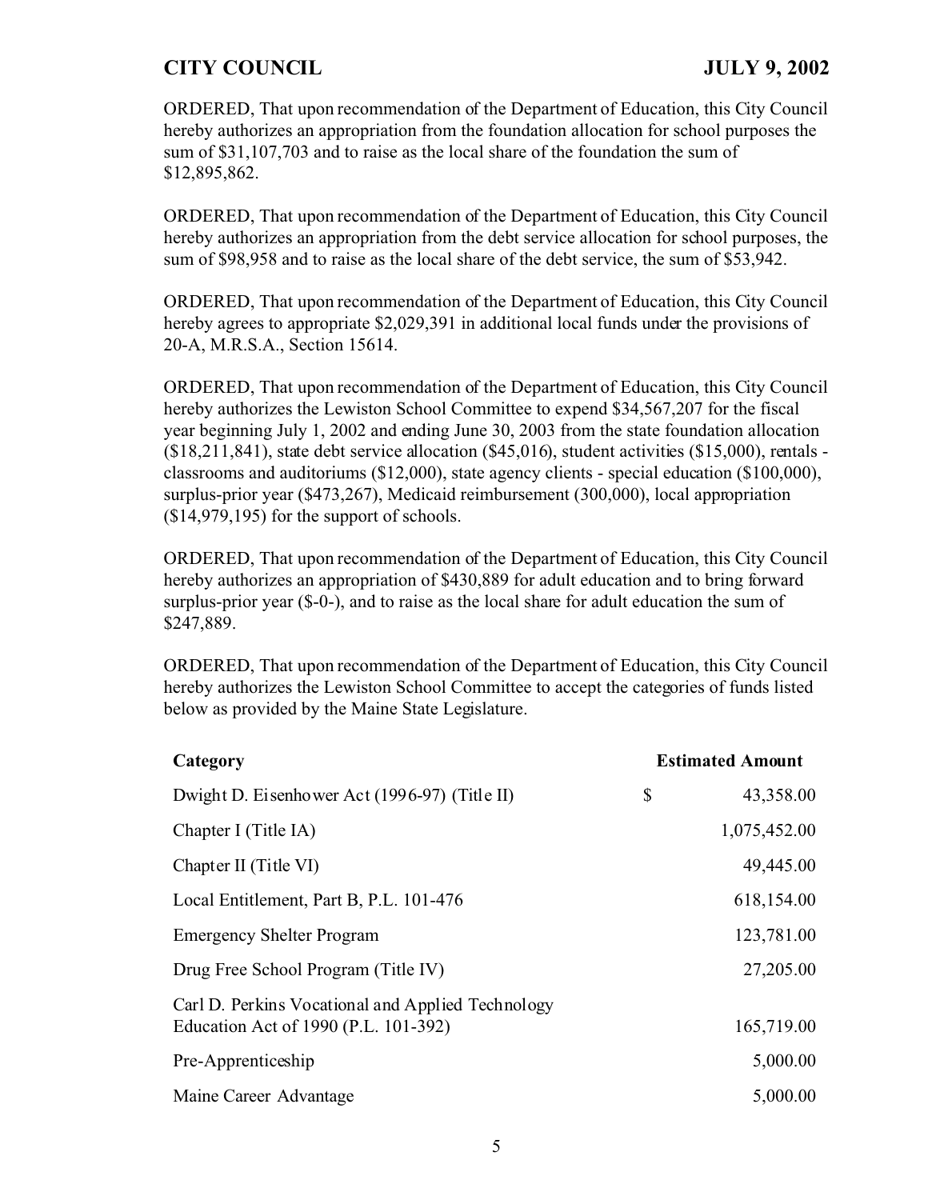ORDERED, That upon recommendation of the Department of Education, this City Council hereby authorizes an appropriation from the foundation allocation for school purposes the sum of $31,107,703 and to raise as the local share of the foundation the sum of $12,895,862.

ORDERED, That upon recommendation of the Department of Education, this City Council hereby authorizes an appropriation from the debt service allocation for school purposes, the sum of $98,958 and to raise as the local share of the debt service, the sum of $53,942.

ORDERED, That upon recommendation of the Department of Education, this City Council hereby agrees to appropriate $2,029,391 in additional local funds under the provisions of 20-A, M.R.S.A., Section 15614.

ORDERED, That upon recommendation of the Department of Education, this City Council hereby authorizes the Lewiston School Committee to expend $34,567,207 for the fiscal year beginning July 1, 2002 and ending June 30, 2003 from the state foundation allocation ($18,211,841), state debt service allocation ($45,016), student activities ($15,000), rentals - classrooms and auditoriums ($12,000), state agency clients - special education ($100,000), surplus-prior year ($473,267), Medicaid reimbursement (300,000), local appropriation ($14,979,195) for the support of schools.

ORDERED, That upon recommendation of the Department of Education, this City Council hereby authorizes an appropriation of $430,889 for adult education and to bring forward surplus-prior year ($-0-), and to raise as the local share for adult education the sum of $247,889.

ORDERED, That upon recommendation of the Department of Education, this City Council hereby authorizes the Lewiston School Committee to accept the categories of funds listed below as provided by the Maine State Legislature.

| Category | | Estimated Amount |
|---|---|---|
| Dwight D. Eisenhower Act (1996-97) (Title II) | $ | 43,358.00 |
| Chapter I (Title IA) | | 1,075,452.00 |
| Chapter II (Title VI) | | 49,445.00 |
| Local Entitlement, Part B, P.L. 101-476 | | 618,154.00 |
| Emergency Shelter Program | | 123,781.00 |
| Drug Free School Program (Title IV) | | 27,205.00 |
| Carl D. Perkins Vocational and Applied Technology Education Act of 1990 (P.L. 101-392) | | 165,719.00 |
| Pre-Apprenticeship | | 5,000.00 |
| Maine Career Advantage | | 5,000.00 |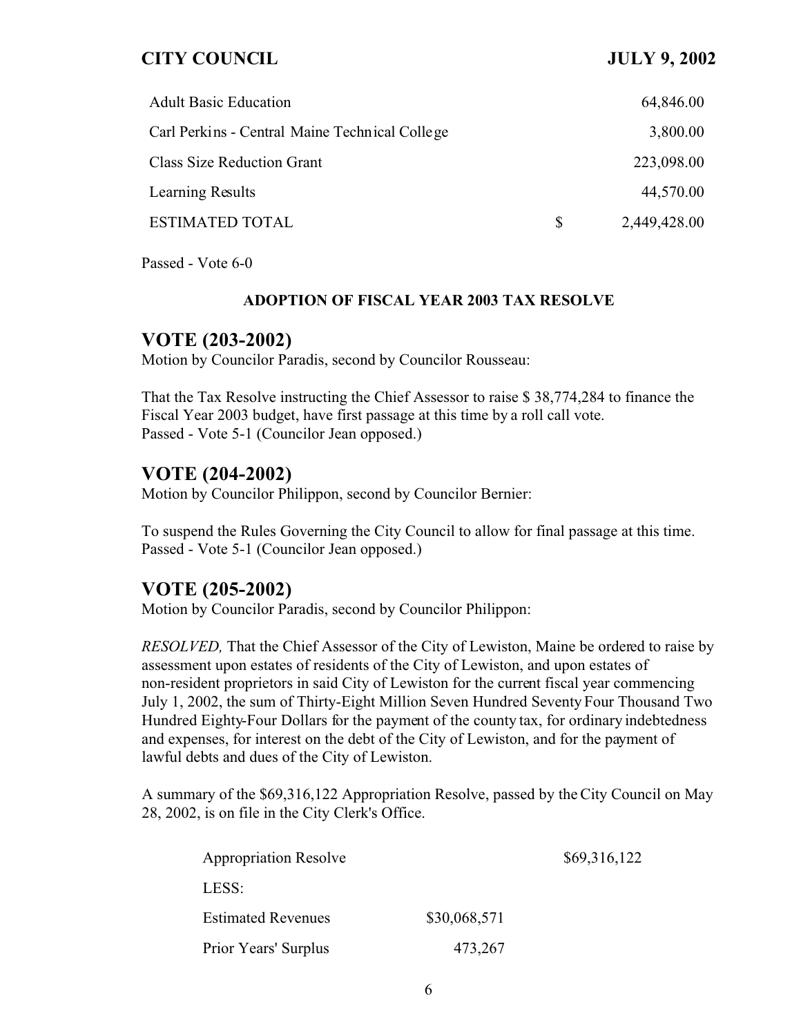| | | |
|---|---|---|
| Adult Basic Education | | 64,846.00 |
| Carl Perkins - Central Maine Technical College | | 3,800.00 |
| Class Size Reduction Grant | | 223,098.00 |
| Learning Results | | 44,570.00 |
| ESTIMATED TOTAL | $ | 2,449,428.00 |

Passed - Vote 6-0

**ADOPTION OF FISCAL YEAR 2003 TAX RESOLVE**

## VOTE (203-2002)

Motion by Councilor Paradis, second by Councilor Rousseau:

That the Tax Resolve instructing the Chief Assessor to raise $ 38,774,284 to finance the Fiscal Year 2003 budget, have first passage at this time by a roll call vote.
Passed - Vote 5-1 (Councilor Jean opposed.)

## VOTE (204-2002)

Motion by Councilor Philippon, second by Councilor Bernier:

To suspend the Rules Governing the City Council to allow for final passage at this time.
Passed - Vote 5-1 (Councilor Jean opposed.)

## VOTE (205-2002)

Motion by Councilor Paradis, second by Councilor Philippon:

*RESOLVED,* That the Chief Assessor of the City of Lewiston, Maine be ordered to raise by assessment upon estates of residents of the City of Lewiston, and upon estates of non-resident proprietors in said City of Lewiston for the current fiscal year commencing July 1, 2002, the sum of Thirty-Eight Million Seven Hundred Seventy Four Thousand Two Hundred Eighty-Four Dollars for the payment of the county tax, for ordinary indebtedness and expenses, for interest on the debt of the City of Lewiston, and for the payment of lawful debts and dues of the City of Lewiston.

A summary of the $69,316,122 Appropriation Resolve, passed by the City Council on May 28, 2002, is on file in the City Clerk's Office.

| | | |
|---|---|---|
| Appropriation Resolve | | $69,316,122 |
| LESS: | | |
| Estimated Revenues | $30,068,571 | |
| Prior Years' Surplus | 473,267 | |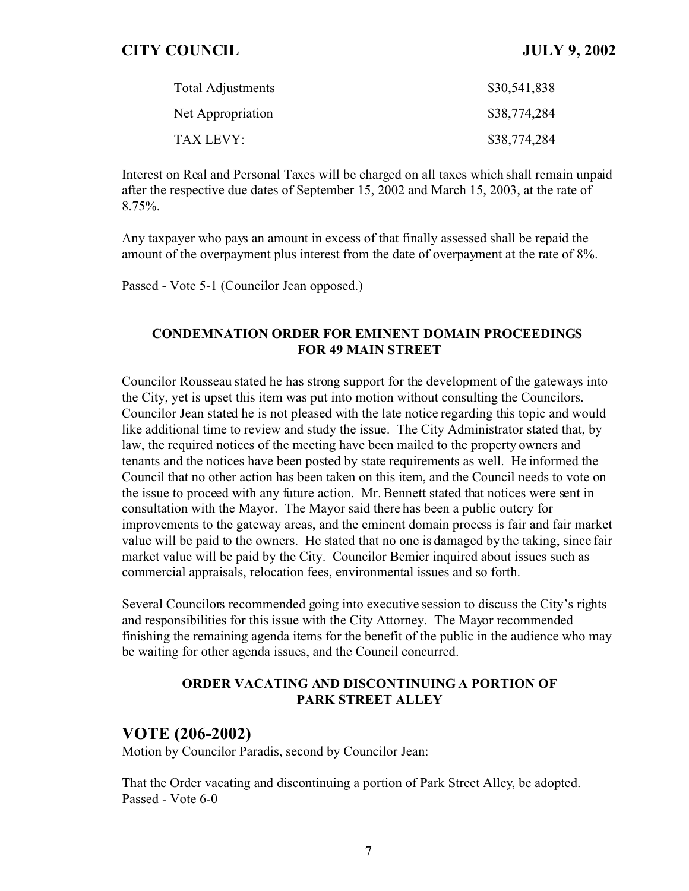| | |
|---|---|
| Total Adjustments | $30,541,838 |
| Net Appropriation | $38,774,284 |
| TAX LEVY: | $38,774,284 |

Interest on Real and Personal Taxes will be charged on all taxes which shall remain unpaid after the respective due dates of September 15, 2002 and March 15, 2003, at the rate of 8.75%.

Any taxpayer who pays an amount in excess of that finally assessed shall be repaid the amount of the overpayment plus interest from the date of overpayment at the rate of 8%.

Passed - Vote 5-1 (Councilor Jean opposed.)

### CONDEMNATION ORDER FOR EMINENT DOMAIN PROCEEDINGS FOR 49 MAIN STREET

Councilor Rousseau stated he has strong support for the development of the gateways into the City, yet is upset this item was put into motion without consulting the Councilors. Councilor Jean stated he is not pleased with the late notice regarding this topic and would like additional time to review and study the issue. The City Administrator stated that, by law, the required notices of the meeting have been mailed to the property owners and tenants and the notices have been posted by state requirements as well. He informed the Council that no other action has been taken on this item, and the Council needs to vote on the issue to proceed with any future action. Mr. Bennett stated that notices were sent in consultation with the Mayor. The Mayor said there has been a public outcry for improvements to the gateway areas, and the eminent domain process is fair and fair market value will be paid to the owners. He stated that no one is damaged by the taking, since fair market value will be paid by the City. Councilor Bernier inquired about issues such as commercial appraisals, relocation fees, environmental issues and so forth.

Several Councilors recommended going into executive session to discuss the City's rights and responsibilities for this issue with the City Attorney. The Mayor recommended finishing the remaining agenda items for the benefit of the public in the audience who may be waiting for other agenda issues, and the Council concurred.

### ORDER VACATING AND DISCONTINUING A PORTION OF PARK STREET ALLEY

## VOTE (206-2002)

Motion by Councilor Paradis, second by Councilor Jean:

That the Order vacating and discontinuing a portion of Park Street Alley, be adopted.
Passed - Vote 6-0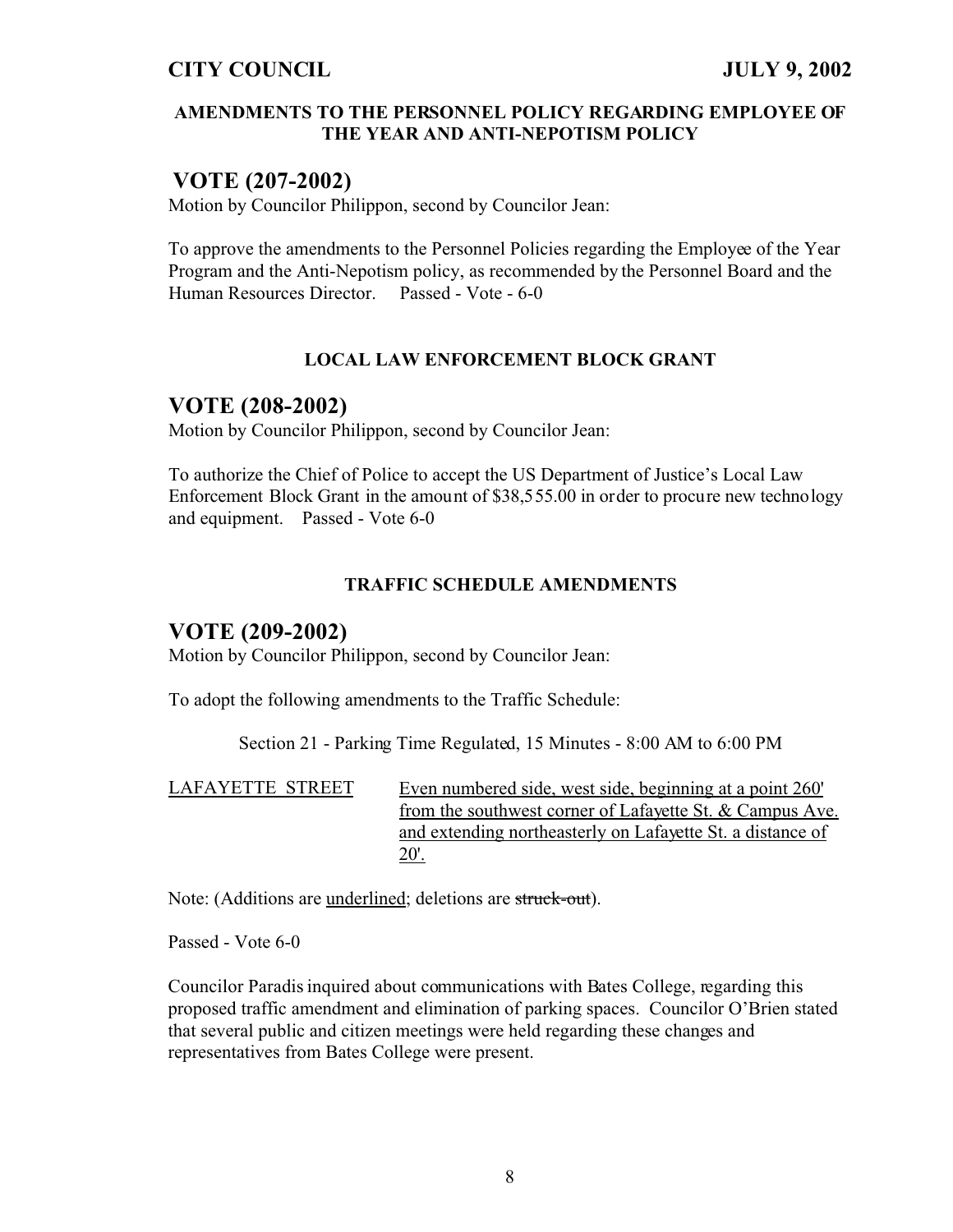### AMENDMENTS TO THE PERSONNEL POLICY REGARDING EMPLOYEE OF THE YEAR AND ANTI-NEPOTISM POLICY

## VOTE (207-2002)

Motion by Councilor Philippon, second by Councilor Jean:

To approve the amendments to the Personnel Policies regarding the Employee of the Year Program and the Anti-Nepotism policy, as recommended by the Personnel Board and the Human Resources Director. Passed - Vote - 6-0

### LOCAL LAW ENFORCEMENT BLOCK GRANT

## VOTE (208-2002)

Motion by Councilor Philippon, second by Councilor Jean:

To authorize the Chief of Police to accept the US Department of Justice's Local Law Enforcement Block Grant in the amount of $38,555.00 in order to procure new technology and equipment. Passed - Vote 6-0

### TRAFFIC SCHEDULE AMENDMENTS

## VOTE (209-2002)

Motion by Councilor Philippon, second by Councilor Jean:

To adopt the following amendments to the Traffic Schedule:

Section 21 - Parking Time Regulated, 15 Minutes - 8:00 AM to 6:00 PM

| <u>LAFAYETTE STREET</u> | <u>Even numbered side, west side, beginning at a point 260' from the southwest corner of Lafayette St. & Campus Ave. and extending northeasterly on Lafayette St. a distance of 20'.</u> |
|---|---|

Note: (Additions are <u>underlined</u>; deletions are ~~struck-out~~).

Passed - Vote 6-0

Councilor Paradis inquired about communications with Bates College, regarding this proposed traffic amendment and elimination of parking spaces. Councilor O'Brien stated that several public and citizen meetings were held regarding these changes and representatives from Bates College were present.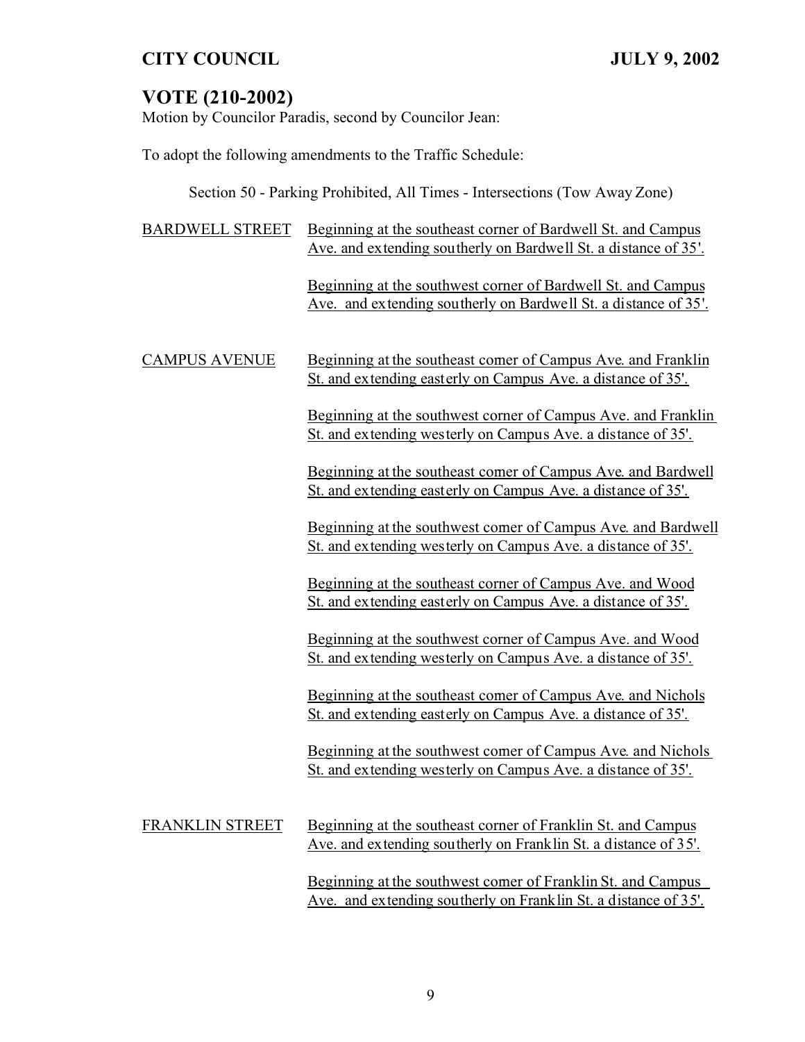# VOTE (210-2002)

Motion by Councilor Paradis, second by Councilor Jean:

To adopt the following amendments to the Traffic Schedule:

Section 50 - Parking Prohibited, All Times - Intersections (Tow Away Zone)

| | |
|---|---|
| BARDWELL STREET | Beginning at the southeast corner of Bardwell St. and Campus Ave. and extending southerly on Bardwell St. a distance of 35'. |
| | Beginning at the southwest corner of Bardwell St. and Campus Ave. and extending southerly on Bardwell St. a distance of 35'. |
| CAMPUS AVENUE | Beginning at the southeast corner of Campus Ave. and Franklin St. and extending easterly on Campus Ave. a distance of 35'. |
| | Beginning at the southwest corner of Campus Ave. and Franklin St. and extending westerly on Campus Ave. a distance of 35'. |
| | Beginning at the southeast corner of Campus Ave. and Bardwell St. and extending easterly on Campus Ave. a distance of 35'. |
| | Beginning at the southwest corner of Campus Ave. and Bardwell St. and extending westerly on Campus Ave. a distance of 35'. |
| | Beginning at the southeast corner of Campus Ave. and Wood St. and extending easterly on Campus Ave. a distance of 35'. |
| | Beginning at the southwest corner of Campus Ave. and Wood St. and extending westerly on Campus Ave. a distance of 35'. |
| | Beginning at the southeast corner of Campus Ave. and Nichols St. and extending easterly on Campus Ave. a distance of 35'. |
| | Beginning at the southwest corner of Campus Ave. and Nichols St. and extending westerly on Campus Ave. a distance of 35'. |
| FRANKLIN STREET | Beginning at the southeast corner of Franklin St. and Campus Ave. and extending southerly on Franklin St. a distance of 35'. |
| | Beginning at the southwest corner of Franklin St. and Campus Ave. and extending southerly on Franklin St. a distance of 35'. |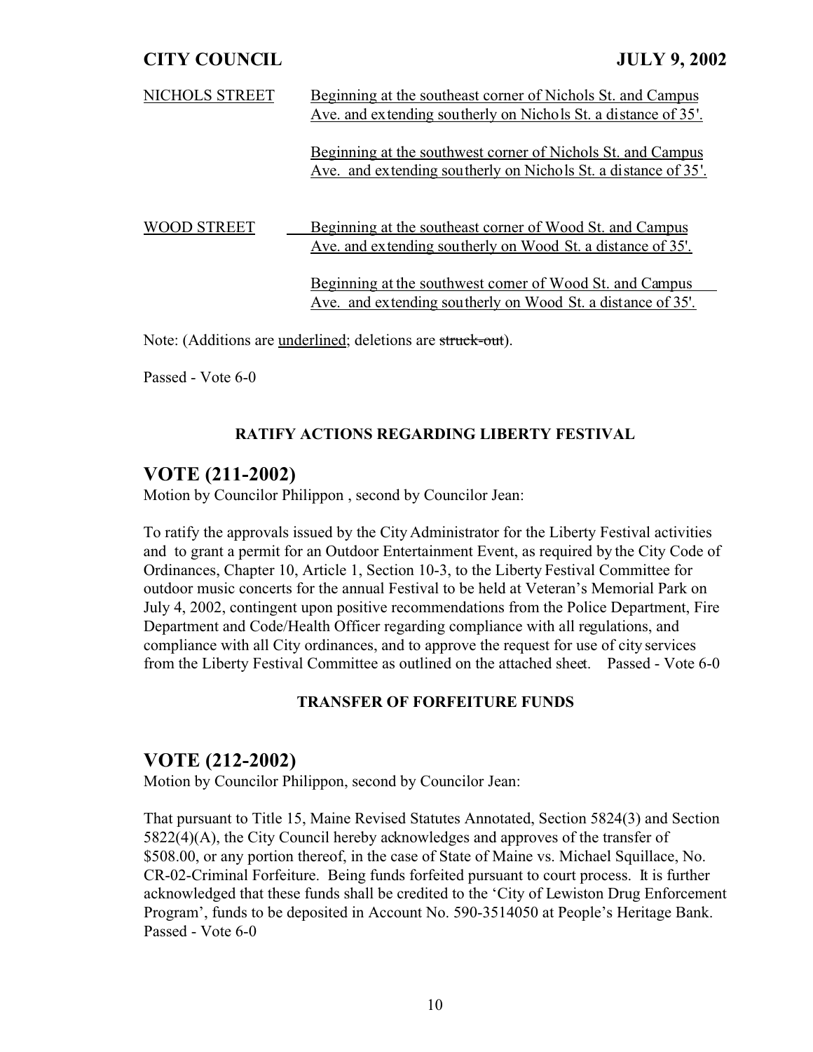| | |
|---|---|
| <u>NICHOLS STREET</u> | <u>Beginning at the southeast corner of Nichols St. and Campus Ave. and extending southerly on Nichols St. a distance of 35'.</u><br><br><u>Beginning at the southwest corner of Nichols St. and Campus Ave. and extending southerly on Nichols St. a distance of 35'.</u> |
| <u>WOOD STREET</u> | <u>Beginning at the southeast corner of Wood St. and Campus Ave. and extending southerly on Wood St. a distance of 35'.</u><br><br><u>Beginning at the southwest corner of Wood St. and Campus Ave. and extending southerly on Wood St. a distance of 35'.</u> |

Note: (Additions are <u>underlined</u>; deletions are ~~struck-out~~).

Passed - Vote 6-0

**RATIFY ACTIONS REGARDING LIBERTY FESTIVAL**

## VOTE (211-2002)

Motion by Councilor Philippon , second by Councilor Jean:

To ratify the approvals issued by the City Administrator for the Liberty Festival activities and to grant a permit for an Outdoor Entertainment Event, as required by the City Code of Ordinances, Chapter 10, Article 1, Section 10-3, to the Liberty Festival Committee for outdoor music concerts for the annual Festival to be held at Veteran's Memorial Park on July 4, 2002, contingent upon positive recommendations from the Police Department, Fire Department and Code/Health Officer regarding compliance with all regulations, and compliance with all City ordinances, and to approve the request for use of city services from the Liberty Festival Committee as outlined on the attached sheet. Passed - Vote 6-0

**TRANSFER OF FORFEITURE FUNDS**

## VOTE (212-2002)

Motion by Councilor Philippon, second by Councilor Jean:

That pursuant to Title 15, Maine Revised Statutes Annotated, Section 5824(3) and Section 5822(4)(A), the City Council hereby acknowledges and approves of the transfer of $508.00, or any portion thereof, in the case of State of Maine vs. Michael Squillace, No. CR-02-Criminal Forfeiture. Being funds forfeited pursuant to court process. It is further acknowledged that these funds shall be credited to the 'City of Lewiston Drug Enforcement Program', funds to be deposited in Account No. 590-3514050 at People's Heritage Bank. Passed - Vote 6-0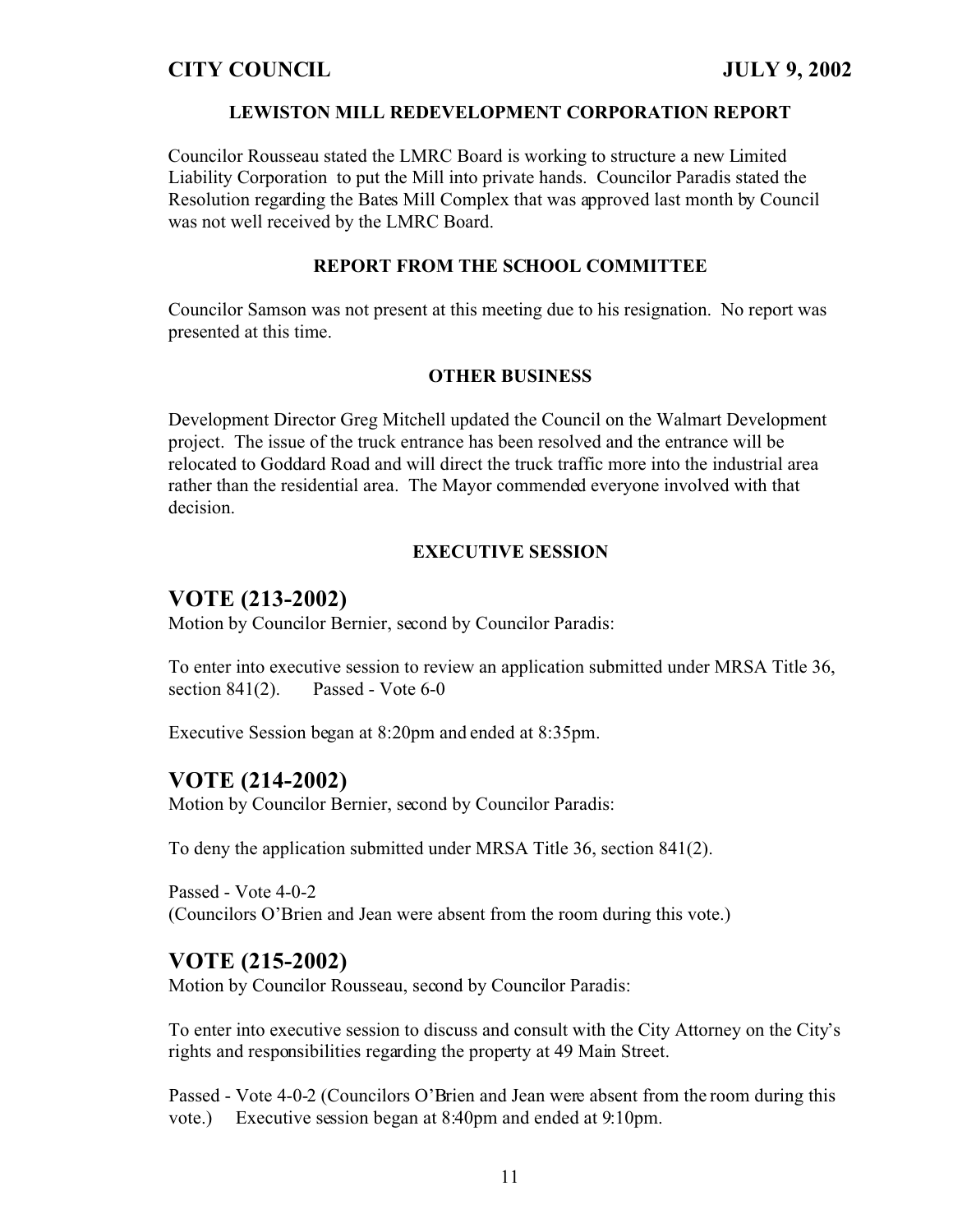## LEWISTON MILL REDEVELOPMENT CORPORATION REPORT

Councilor Rousseau stated the LMRC Board is working to structure a new Limited Liability Corporation to put the Mill into private hands. Councilor Paradis stated the Resolution regarding the Bates Mill Complex that was approved last month by Council was not well received by the LMRC Board.

## REPORT FROM THE SCHOOL COMMITTEE

Councilor Samson was not present at this meeting due to his resignation. No report was presented at this time.

## OTHER BUSINESS

Development Director Greg Mitchell updated the Council on the Walmart Development project. The issue of the truck entrance has been resolved and the entrance will be relocated to Goddard Road and will direct the truck traffic more into the industrial area rather than the residential area. The Mayor commended everyone involved with that decision.

## EXECUTIVE SESSION

# VOTE (213-2002)

Motion by Councilor Bernier, second by Councilor Paradis:

To enter into executive session to review an application submitted under MRSA Title 36, section 841(2). Passed - Vote 6-0

Executive Session began at 8:20pm and ended at 8:35pm.

# VOTE (214-2002)

Motion by Councilor Bernier, second by Councilor Paradis:

To deny the application submitted under MRSA Title 36, section 841(2).

Passed - Vote 4-0-2
(Councilors O'Brien and Jean were absent from the room during this vote.)

# VOTE (215-2002)

Motion by Councilor Rousseau, second by Councilor Paradis:

To enter into executive session to discuss and consult with the City Attorney on the City's rights and responsibilities regarding the property at 49 Main Street.

Passed - Vote 4-0-2 (Councilors O'Brien and Jean were absent from the room during this vote.) Executive session began at 8:40pm and ended at 9:10pm.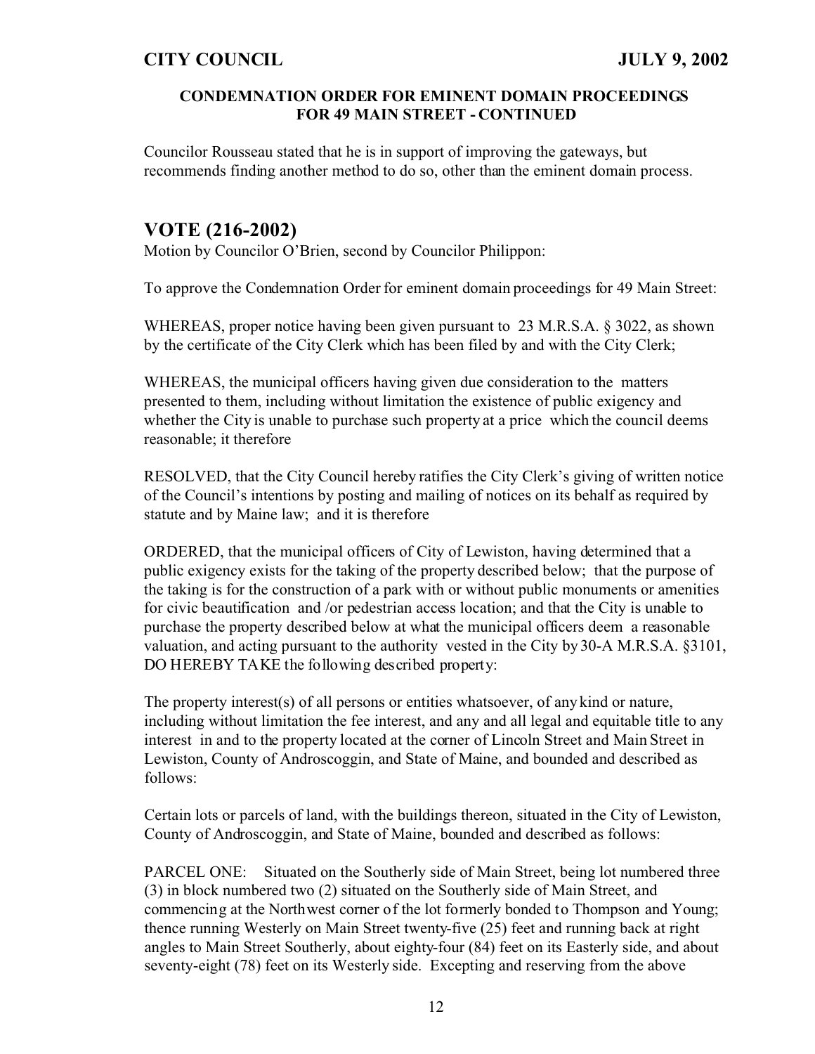## CONDEMNATION ORDER FOR EMINENT DOMAIN PROCEEDINGS FOR 49 MAIN STREET - CONTINUED

Councilor Rousseau stated that he is in support of improving the gateways, but recommends finding another method to do so, other than the eminent domain process.

# VOTE (216-2002)

Motion by Councilor O'Brien, second by Councilor Philippon:

To approve the Condemnation Order for eminent domain proceedings for 49 Main Street:

WHEREAS, proper notice having been given pursuant to 23 M.R.S.A. § 3022, as shown by the certificate of the City Clerk which has been filed by and with the City Clerk;

WHEREAS, the municipal officers having given due consideration to the matters presented to them, including without limitation the existence of public exigency and whether the City is unable to purchase such property at a price which the council deems reasonable; it therefore

RESOLVED, that the City Council hereby ratifies the City Clerk's giving of written notice of the Council's intentions by posting and mailing of notices on its behalf as required by statute and by Maine law; and it is therefore

ORDERED, that the municipal officers of City of Lewiston, having determined that a public exigency exists for the taking of the property described below; that the purpose of the taking is for the construction of a park with or without public monuments or amenities for civic beautification and /or pedestrian access location; and that the City is unable to purchase the property described below at what the municipal officers deem a reasonable valuation, and acting pursuant to the authority vested in the City by 30-A M.R.S.A. §3101, DO HEREBY TAKE the following described property:

The property interest(s) of all persons or entities whatsoever, of any kind or nature, including without limitation the fee interest, and any and all legal and equitable title to any interest in and to the property located at the corner of Lincoln Street and Main Street in Lewiston, County of Androscoggin, and State of Maine, and bounded and described as follows:

Certain lots or parcels of land, with the buildings thereon, situated in the City of Lewiston, County of Androscoggin, and State of Maine, bounded and described as follows:

PARCEL ONE: Situated on the Southerly side of Main Street, being lot numbered three (3) in block numbered two (2) situated on the Southerly side of Main Street, and commencing at the Northwest corner of the lot formerly bonded to Thompson and Young; thence running Westerly on Main Street twenty-five (25) feet and running back at right angles to Main Street Southerly, about eighty-four (84) feet on its Easterly side, and about seventy-eight (78) feet on its Westerly side. Excepting and reserving from the above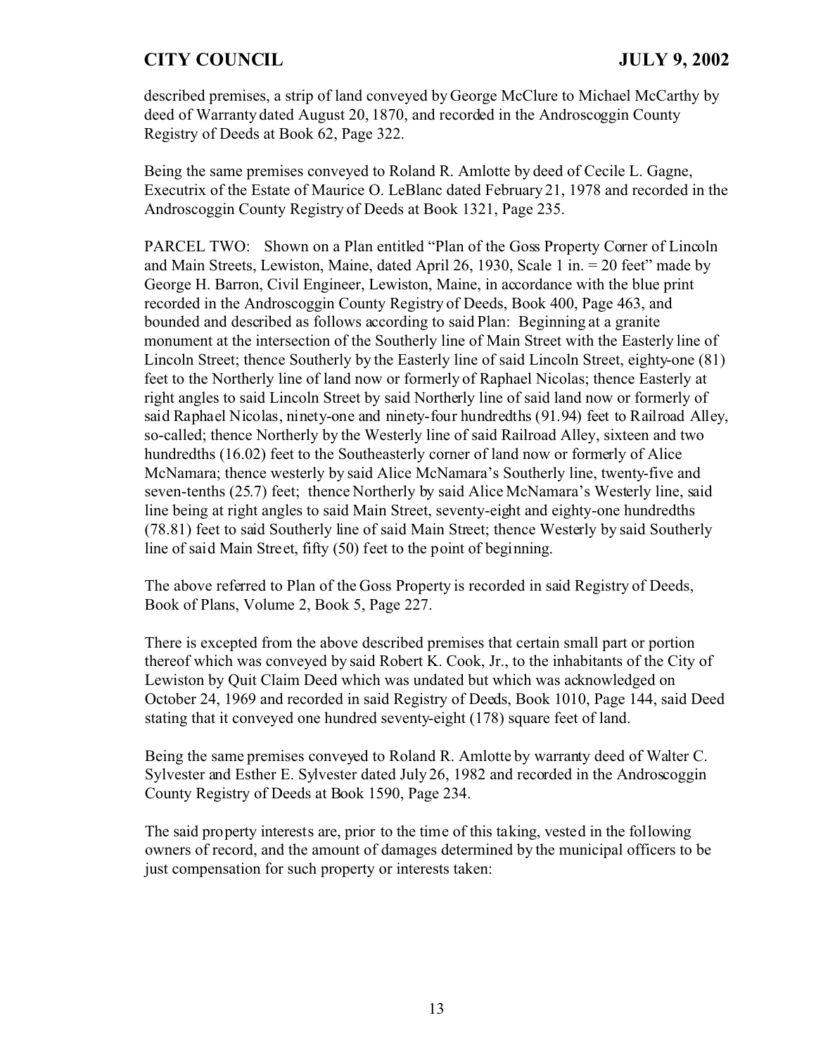described premises, a strip of land conveyed by George McClure to Michael McCarthy by deed of Warranty dated August 20, 1870, and recorded in the Androscoggin County Registry of Deeds at Book 62, Page 322.

Being the same premises conveyed to Roland R. Amlotte by deed of Cecile L. Gagne, Executrix of the Estate of Maurice O. LeBlanc dated February 21, 1978 and recorded in the Androscoggin County Registry of Deeds at Book 1321, Page 235.

PARCEL TWO: Shown on a Plan entitled "Plan of the Goss Property Corner of Lincoln and Main Streets, Lewiston, Maine, dated April 26, 1930, Scale 1 in. = 20 feet" made by George H. Barron, Civil Engineer, Lewiston, Maine, in accordance with the blue print recorded in the Androscoggin County Registry of Deeds, Book 400, Page 463, and bounded and described as follows according to said Plan: Beginning at a granite monument at the intersection of the Southerly line of Main Street with the Easterly line of Lincoln Street; thence Southerly by the Easterly line of said Lincoln Street, eighty-one (81) feet to the Northerly line of land now or formerly of Raphael Nicolas; thence Easterly at right angles to said Lincoln Street by said Northerly line of said land now or formerly of said Raphael Nicolas, ninety-one and ninety-four hundredths (91.94) feet to Railroad Alley, so-called; thence Northerly by the Westerly line of said Railroad Alley, sixteen and two hundredths (16.02) feet to the Southeasterly corner of land now or formerly of Alice McNamara; thence westerly by said Alice McNamara's Southerly line, twenty-five and seven-tenths (25.7) feet; thence Northerly by said Alice McNamara's Westerly line, said line being at right angles to said Main Street, seventy-eight and eighty-one hundredths (78.81) feet to said Southerly line of said Main Street; thence Westerly by said Southerly line of said Main Street, fifty (50) feet to the point of beginning.

The above referred to Plan of the Goss Property is recorded in said Registry of Deeds, Book of Plans, Volume 2, Book 5, Page 227.

There is excepted from the above described premises that certain small part or portion thereof which was conveyed by said Robert K. Cook, Jr., to the inhabitants of the City of Lewiston by Quit Claim Deed which was undated but which was acknowledged on October 24, 1969 and recorded in said Registry of Deeds, Book 1010, Page 144, said Deed stating that it conveyed one hundred seventy-eight (178) square feet of land.

Being the same premises conveyed to Roland R. Amlotte by warranty deed of Walter C. Sylvester and Esther E. Sylvester dated July 26, 1982 and recorded in the Androscoggin County Registry of Deeds at Book 1590, Page 234.

The said property interests are, prior to the time of this taking, vested in the following owners of record, and the amount of damages determined by the municipal officers to be just compensation for such property or interests taken: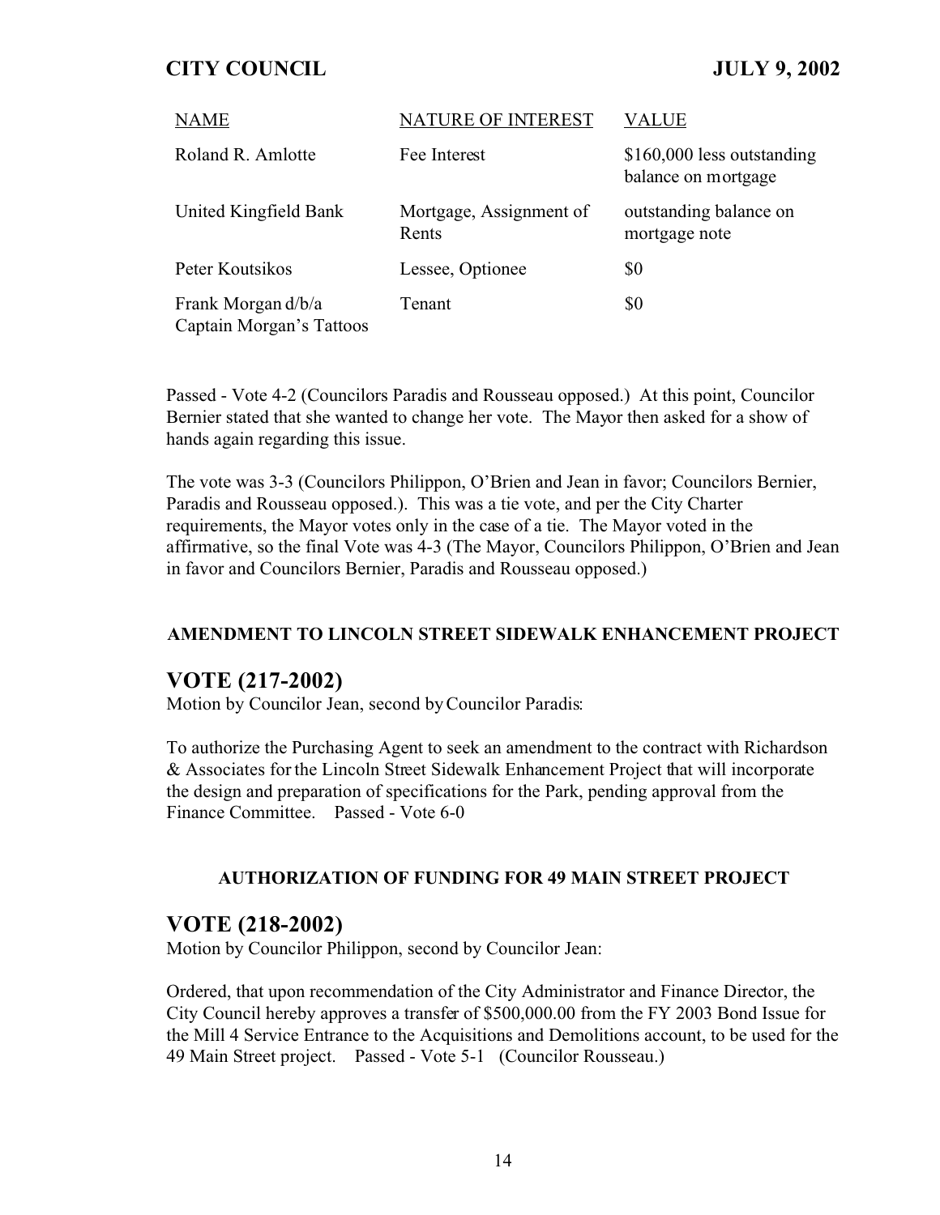| NAME | NATURE OF INTEREST | VALUE |
|---|---|---|
| Roland R. Amlotte | Fee Interest | $160,000 less outstanding balance on mortgage |
| United Kingfield Bank | Mortgage, Assignment of Rents | outstanding balance on mortgage note |
| Peter Koutsikos | Lessee, Optionee | $0 |
| Frank Morgan d/b/a Captain Morgan's Tattoos | Tenant | $0 |

Passed - Vote 4-2 (Councilors Paradis and Rousseau opposed.) At this point, Councilor Bernier stated that she wanted to change her vote. The Mayor then asked for a show of hands again regarding this issue.

The vote was 3-3 (Councilors Philippon, O'Brien and Jean in favor; Councilors Bernier, Paradis and Rousseau opposed.). This was a tie vote, and per the City Charter requirements, the Mayor votes only in the case of a tie. The Mayor voted in the affirmative, so the final Vote was 4-3 (The Mayor, Councilors Philippon, O'Brien and Jean in favor and Councilors Bernier, Paradis and Rousseau opposed.)

### AMENDMENT TO LINCOLN STREET SIDEWALK ENHANCEMENT PROJECT

## VOTE (217-2002)

Motion by Councilor Jean, second by Councilor Paradis:

To authorize the Purchasing Agent to seek an amendment to the contract with Richardson & Associates for the Lincoln Street Sidewalk Enhancement Project that will incorporate the design and preparation of specifications for the Park, pending approval from the Finance Committee. Passed - Vote 6-0

### AUTHORIZATION OF FUNDING FOR 49 MAIN STREET PROJECT

## VOTE (218-2002)

Motion by Councilor Philippon, second by Councilor Jean:

Ordered, that upon recommendation of the City Administrator and Finance Director, the City Council hereby approves a transfer of $500,000.00 from the FY 2003 Bond Issue for the Mill 4 Service Entrance to the Acquisitions and Demolitions account, to be used for the 49 Main Street project. Passed - Vote 5-1 (Councilor Rousseau.)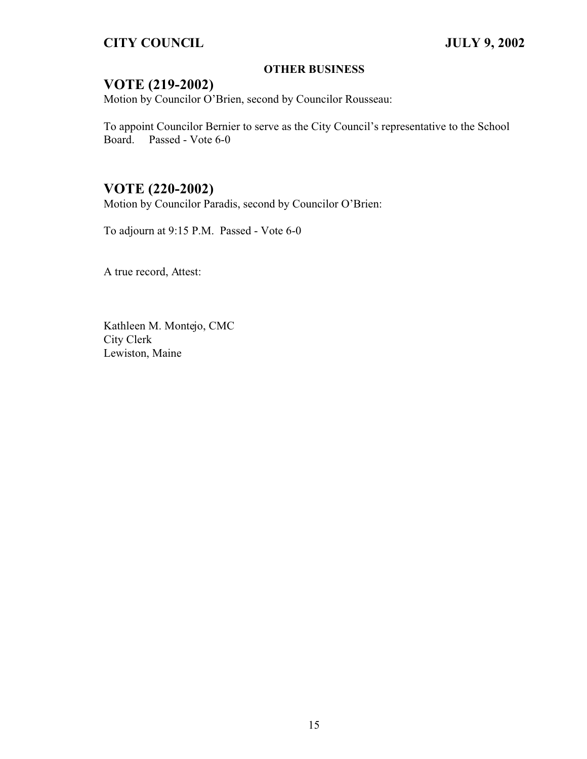**OTHER BUSINESS**

## VOTE (219-2002)

Motion by Councilor O'Brien, second by Councilor Rousseau:

To appoint Councilor Bernier to serve as the City Council's representative to the School Board. Passed - Vote 6-0

## VOTE (220-2002)

Motion by Councilor Paradis, second by Councilor O'Brien:

To adjourn at 9:15 P.M. Passed - Vote 6-0

A true record, Attest:

Kathleen M. Montejo, CMC
City Clerk
Lewiston, Maine